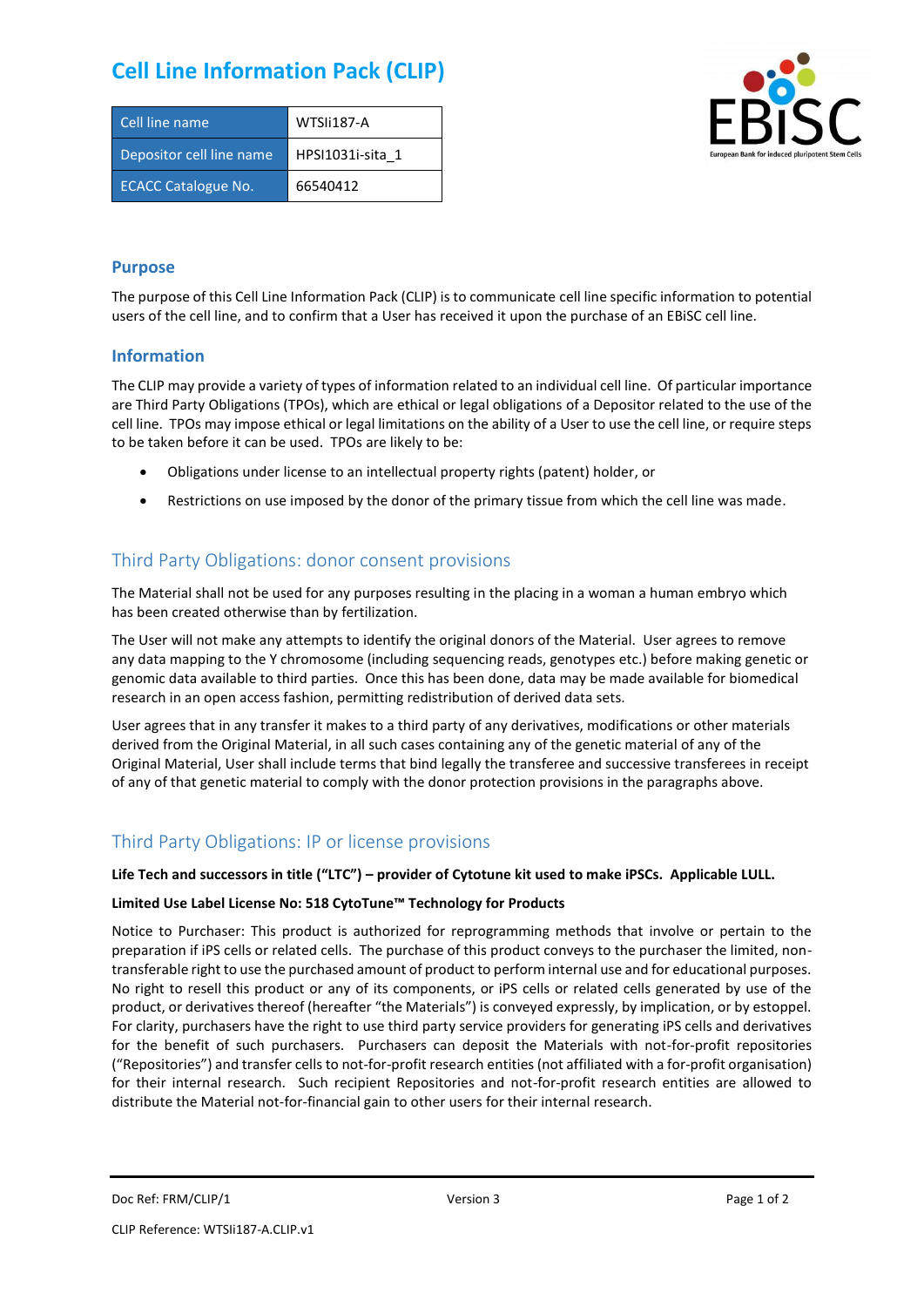# Cell Line Information Pack (CLIP)

| Cell line name | WTSIi187-A |
|---|---|
| Depositor cell line name | HPSI1031i-sita_1 |
| ECACC Catalogue No. | 66540412 |

## Purpose

The purpose of this Cell Line Information Pack (CLIP) is to communicate cell line specific information to potential users of the cell line, and to confirm that a User has received it upon the purchase of an EBiSC cell line.

## Information

The CLIP may provide a variety of types of information related to an individual cell line. Of particular importance are Third Party Obligations (TPOs), which are ethical or legal obligations of a Depositor related to the use of the cell line. TPOs may impose ethical or legal limitations on the ability of a User to use the cell line, or require steps to be taken before it can be used. TPOs are likely to be:

- Obligations under license to an intellectual property rights (patent) holder, or
- Restrictions on use imposed by the donor of the primary tissue from which the cell line was made.

## Third Party Obligations: donor consent provisions

The Material shall not be used for any purposes resulting in the placing in a woman a human embryo which has been created otherwise than by fertilization.

The User will not make any attempts to identify the original donors of the Material. User agrees to remove any data mapping to the Y chromosome (including sequencing reads, genotypes etc.) before making genetic or genomic data available to third parties. Once this has been done, data may be made available for biomedical research in an open access fashion, permitting redistribution of derived data sets.

User agrees that in any transfer it makes to a third party of any derivatives, modifications or other materials derived from the Original Material, in all such cases containing any of the genetic material of any of the Original Material, User shall include terms that bind legally the transferee and successive transferees in receipt of any of that genetic material to comply with the donor protection provisions in the paragraphs above.

## Third Party Obligations: IP or license provisions

**Life Tech and successors in title ("LTC") – provider of Cytotune kit used to make iPSCs. Applicable LULL.**

**Limited Use Label License No: 518 CytoTune™ Technology for Products**

Notice to Purchaser: This product is authorized for reprogramming methods that involve or pertain to the preparation if iPS cells or related cells. The purchase of this product conveys to the purchaser the limited, non-transferable right to use the purchased amount of product to perform internal use and for educational purposes. No right to resell this product or any of its components, or iPS cells or related cells generated by use of the product, or derivatives thereof (hereafter "the Materials") is conveyed expressly, by implication, or by estoppel. For clarity, purchasers have the right to use third party service providers for generating iPS cells and derivatives for the benefit of such purchasers. Purchasers can deposit the Materials with not-for-profit repositories ("Repositories") and transfer cells to not-for-profit research entities (not affiliated with a for-profit organisation) for their internal research. Such recipient Repositories and not-for-profit research entities are allowed to distribute the Material not-for-financial gain to other users for their internal research.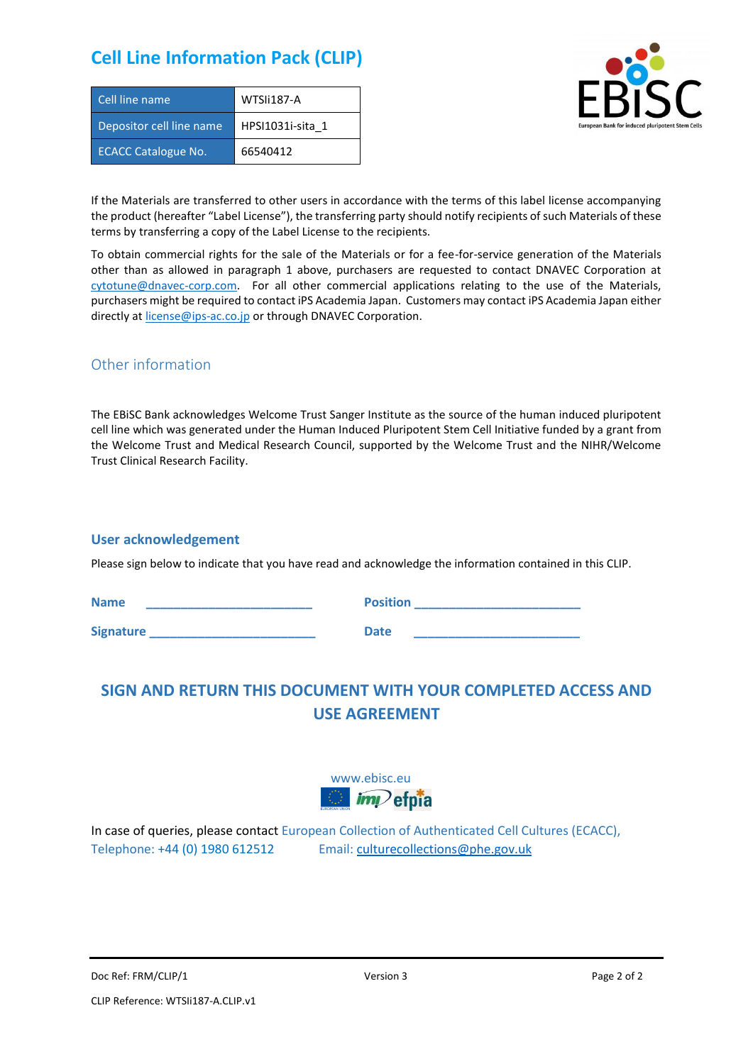# Cell Line Information Pack (CLIP)

| | |
|---|---|
| Cell line name | WTSIi187-A |
| Depositor cell line name | HPSI1031i-sita_1 |
| ECACC Catalogue No. | 66540412 |

If the Materials are transferred to other users in accordance with the terms of this label license accompanying the product (hereafter "Label License"), the transferring party should notify recipients of such Materials of these terms by transferring a copy of the Label License to the recipients.

To obtain commercial rights for the sale of the Materials or for a fee-for-service generation of the Materials other than as allowed in paragraph 1 above, purchasers are requested to contact DNAVEC Corporation at cytotune@dnavec-corp.com. For all other commercial applications relating to the use of the Materials, purchasers might be required to contact iPS Academia Japan. Customers may contact iPS Academia Japan either directly at license@ips-ac.co.jp or through DNAVEC Corporation.

## Other information

The EBiSC Bank acknowledges Welcome Trust Sanger Institute as the source of the human induced pluripotent cell line which was generated under the Human Induced Pluripotent Stem Cell Initiative funded by a grant from the Welcome Trust and Medical Research Council, supported by the Welcome Trust and the NIHR/Welcome Trust Clinical Research Facility.

## User acknowledgement

Please sign below to indicate that you have read and acknowledge the information contained in this CLIP.

**Name** ________________________ **Position** ________________________

**Signature** ________________________ **Date** ________________________

## SIGN AND RETURN THIS DOCUMENT WITH YOUR COMPLETED ACCESS AND USE AGREEMENT

www.ebisc.eu

In case of queries, please contact European Collection of Authenticated Cell Cultures (ECACC), Telephone: +44 (0) 1980 612512 Email: culturecollections@phe.gov.uk

Doc Ref: FRM/CLIP/1 Version 3

CLIP Reference: WTSIi187-A.CLIP.v1